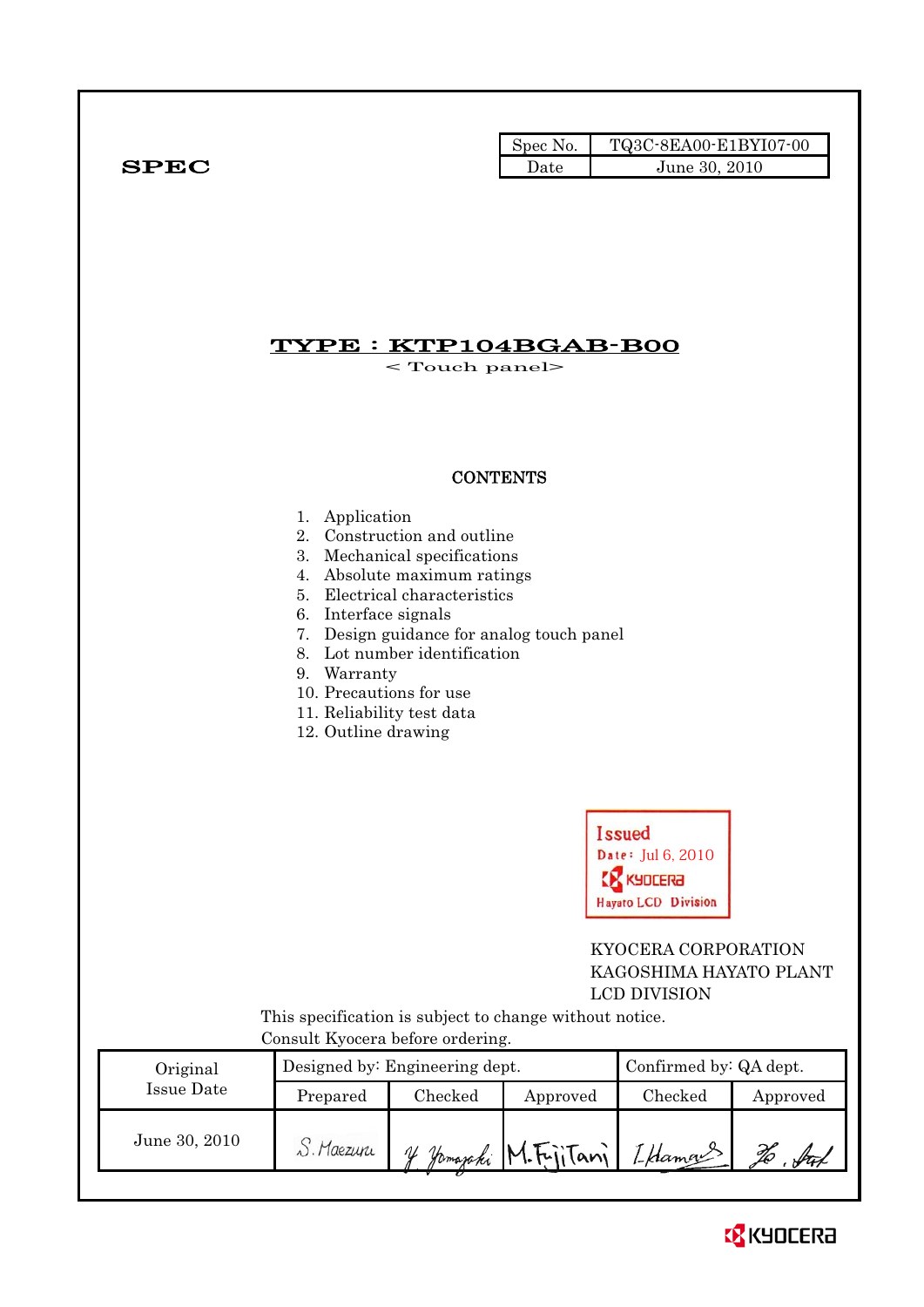**SPEC**

| Spec No. | TQ3C-8EA00-E1BYI07-00 |
|---|---|
| Date | June 30, 2010 |

# TYPE : KTP104BGAB-B00

< Touch panel>

## CONTENTS

1. Application
2. Construction and outline
3. Mechanical specifications
4. Absolute maximum ratings
5. Electrical characteristics
6. Interface signals
7. Design guidance for analog touch panel
8. Lot number identification
9. Warranty
10. Precautions for use
11. Reliability test data
12. Outline drawing

Issued
Date: Jul 6, 2010
KYOCERA
Hayato LCD Division

KYOCERA CORPORATION
KAGOSHIMA HAYATO PLANT
LCD DIVISION

This specification is subject to change without notice.
Consult Kyocera before ordering.

| Original Issue Date | Designed by: Engineering dept. | | | Confirmed by: QA dept. | |
|---|---|---|---|---|---|
| | Prepared | Checked | Approved | Checked | Approved |
| June 30, 2010 | S. Maezuru | Y. Yamazaki | M. Fujitani | I. Hamano | H. Sato |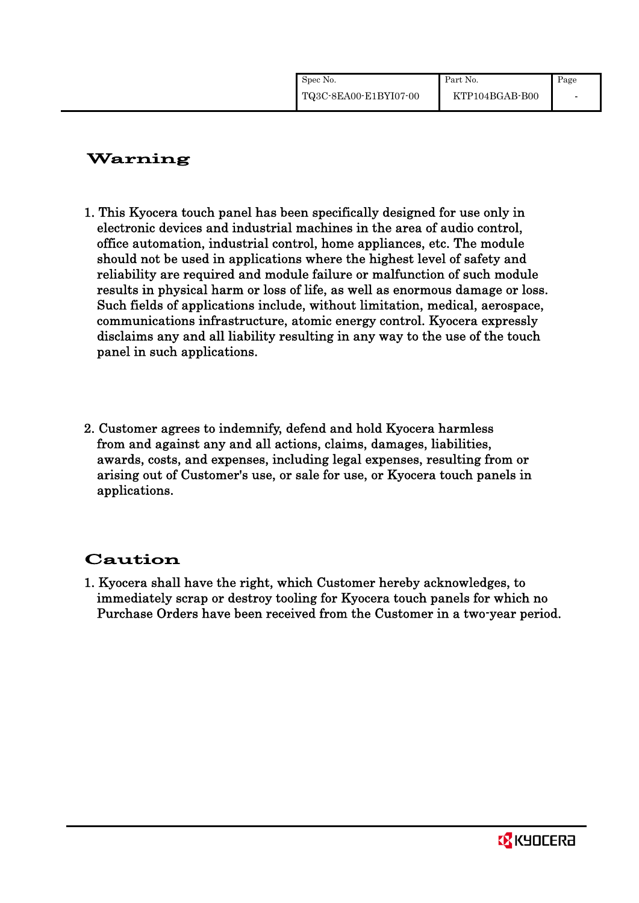# Warning

1. This Kyocera touch panel has been specifically designed for use only in electronic devices and industrial machines in the area of audio control, office automation, industrial control, home appliances, etc. The module should not be used in applications where the highest level of safety and reliability are required and module failure or malfunction of such module results in physical harm or loss of life, as well as enormous damage or loss. Such fields of applications include, without limitation, medical, aerospace, communications infrastructure, atomic energy control. Kyocera expressly disclaims any and all liability resulting in any way to the use of the touch panel in such applications.

2. Customer agrees to indemnify, defend and hold Kyocera harmless from and against any and all actions, claims, damages, liabilities, awards, costs, and expenses, including legal expenses, resulting from or arising out of Customer's use, or sale for use, or Kyocera touch panels in applications.

# Caution

1. Kyocera shall have the right, which Customer hereby acknowledges, to immediately scrap or destroy tooling for Kyocera touch panels for which no Purchase Orders have been received from the Customer in a two-year period.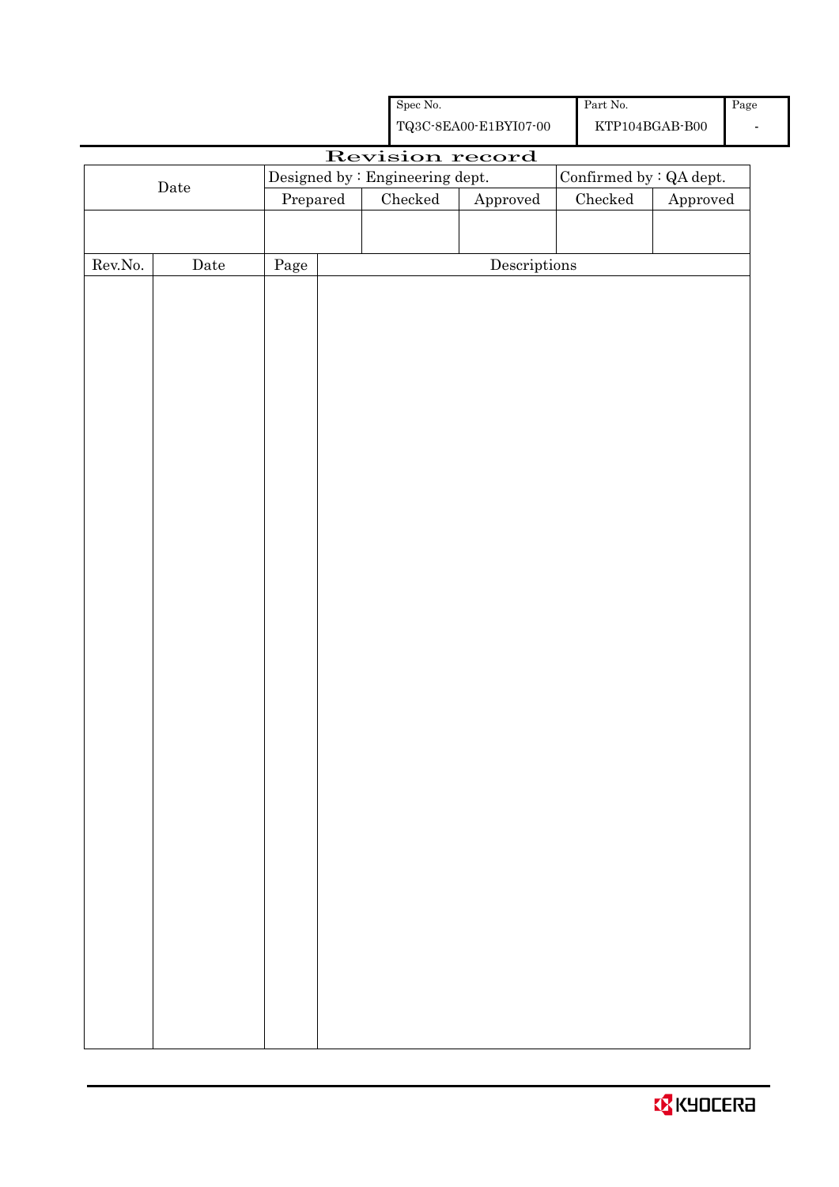| Spec No. | Part No. | Page |
|---|---|---|
| TQ3C-8EA00-E1BYI07-00 | KTP104BGAB-B00 | - |

# Revision record

| Date | Designed by : Engineering dept. | | | Confirmed by : QA dept. | |
|---|---|---|---|---|---|
| | Prepared | Checked | Approved | Checked | Approved |
| | | | | | |

| Rev.No. | Date | Page | Descriptions |
|---|---|---|---|
| | | | |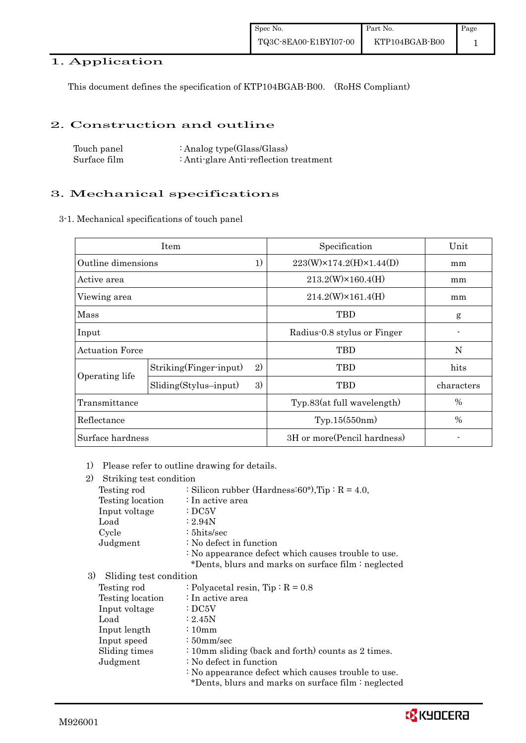# 1. Application

This document defines the specification of KTP104BGAB-B00. (RoHS Compliant)

# 2. Construction and outline

| | |
|---|---|
| Touch panel | : Analog type(Glass/Glass) |
| Surface film | : Anti-glare Anti-reflection treatment |

# 3. Mechanical specifications

## 3-1. Mechanical specifications of touch panel

| Item | | | Specification | Unit |
|---|---|---|---|---|
| Outline dimensions | | 1) | 223(W)×174.2(H)×1.44(D) | mm |
| Active area | | | 213.2(W)×160.4(H) | mm |
| Viewing area | | | 214.2(W)×161.4(H) | mm |
| Mass | | | TBD | g |
| Input | | | Radius-0.8 stylus or Finger | - |
| Actuation Force | | | TBD | N |
| Operating life | Striking(Finger-input) | 2) | TBD | hits |
| | Sliding(Stylus–input) | 3) | TBD | characters |
| Transmittance | | | Typ.83(at full wavelength) | % |
| Reflectance | | | Typ.15(550nm) | % |
| Surface hardness | | | 3H or more(Pencil hardness) | - |

1) Please refer to outline drawing for details.

2) Striking test condition

| | |
|---|---|
| Testing rod | : Silicon rubber (Hardness:60°),Tip : R = 4.0, |
| Testing location | : In active area |
| Input voltage | : DC5V |
| Load | : 2.94N |
| Cycle | : 5hits/sec |
| Judgment | : No defect in function |
| | : No appearance defect which causes trouble to use. |
| | *Dents, blurs and marks on surface film : neglected |

3) Sliding test condition

| | |
|---|---|
| Testing rod | : Polyacetal resin, Tip : R = 0.8 |
| Testing location | : In active area |
| Input voltage | : DC5V |
| Load | : 2.45N |
| Input length | : 10mm |
| Input speed | : 50mm/sec |
| Sliding times | : 10mm sliding (back and forth) counts as 2 times. |
| Judgment | : No defect in function |
| | : No appearance defect which causes trouble to use. |
| | *Dents, blurs and marks on surface film : neglected |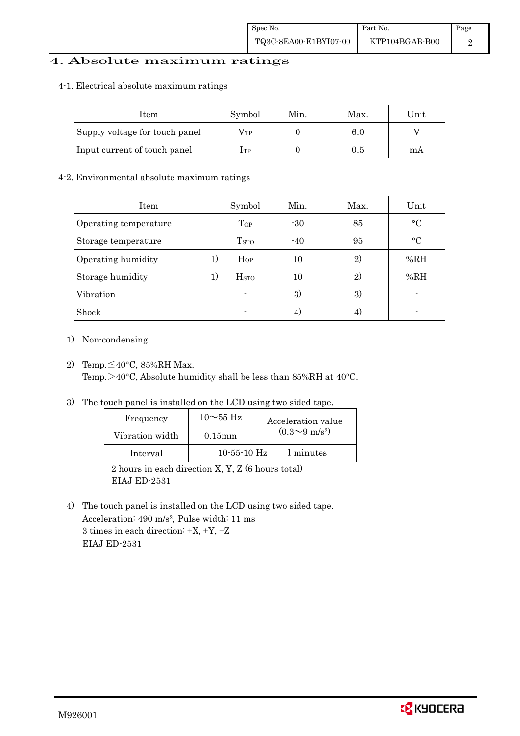# 4. Absolute maximum ratings

## 4-1. Electrical absolute maximum ratings

| Item | Symbol | Min. | Max. | Unit |
|---|---|---|---|---|
| Supply voltage for touch panel | $V_{TP}$ | 0 | 6.0 | V |
| Input current of touch panel | $I_{TP}$ | 0 | 0.5 | mA |

## 4-2. Environmental absolute maximum ratings

| Item | Symbol | Min. | Max. | Unit |
|---|---|---|---|---|
| Operating temperature | $T_{OP}$ | -30 | 85 | °C |
| Storage temperature | $T_{STO}$ | -40 | 95 | °C |
| Operating humidity 1) | $H_{OP}$ | 10 | 2) | %RH |
| Storage humidity 1) | $H_{STO}$ | 10 | 2) | %RH |
| Vibration | - | 3) | 3) | - |
| Shock | - | 4) | 4) | - |

1) Non-condensing.

2) Temp.≦40°C, 85%RH Max.
   Temp.＞40°C, Absolute humidity shall be less than 85%RH at 40°C.

3) The touch panel is installed on the LCD using two sided tape.

| Frequency | 10～55 Hz | Acceleration value (0.3～9 m/s²) |
|---|---|---|
| Vibration width | 0.15mm | |
| Interval | 10-55-10 Hz 1 minutes | |

   2 hours in each direction X, Y, Z (6 hours total)
   EIAJ ED-2531

4) The touch panel is installed on the LCD using two sided tape.
   Acceleration: 490 m/s², Pulse width: 11 ms
   3 times in each direction: ±X, ±Y, ±Z
   EIAJ ED-2531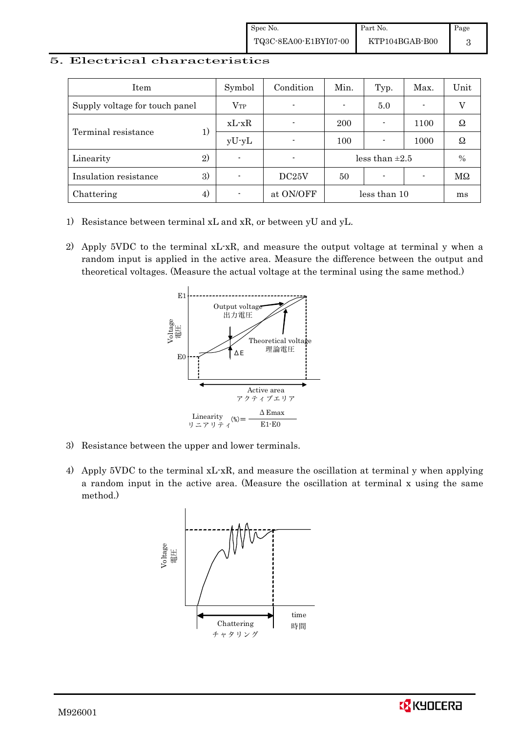## 5. Electrical characteristics

| Item | | Symbol | Condition | Min. | Typ. | Max. | Unit |
|---|---|---|---|---|---|---|---|
| Supply voltage for touch panel | | $V_{TP}$ | - | - | 5.0 | - | V |
| Terminal resistance | 1) | xL-xR | - | 200 | - | 1100 | Ω |
| | | yU-yL | - | 100 | - | 1000 | Ω |
| Linearity | 2) | - | - | less than ±2.5 | | | % |
| Insulation resistance | 3) | - | DC25V | 50 | - | - | MΩ |
| Chattering | 4) | - | at ON/OFF | less than 10 | | | ms |

1) Resistance between terminal xL and xR, or between yU and yL.

2) Apply 5VDC to the terminal xL-xR, and measure the output voltage at terminal y when a random input is applied in the active area. Measure the difference between the output and theoretical voltages. (Measure the actual voltage at the terminal using the same method.)

E1, E0, Voltage 電圧, Output voltage 出力電圧, Theoretical voltage 理論電圧, ΔE, Active area アクティブエリア

$$\text{Linearity (リニアリティ)} (\%) = \frac{\Delta Emax}{E1\text{-}E0}$$

3) Resistance between the upper and lower terminals.

4) Apply 5VDC to the terminal xL-xR, and measure the oscillation at terminal y when applying a random input in the active area. (Measure the oscillation at terminal x using the same method.)

Voltage 電圧, Chattering チャタリング, time 時間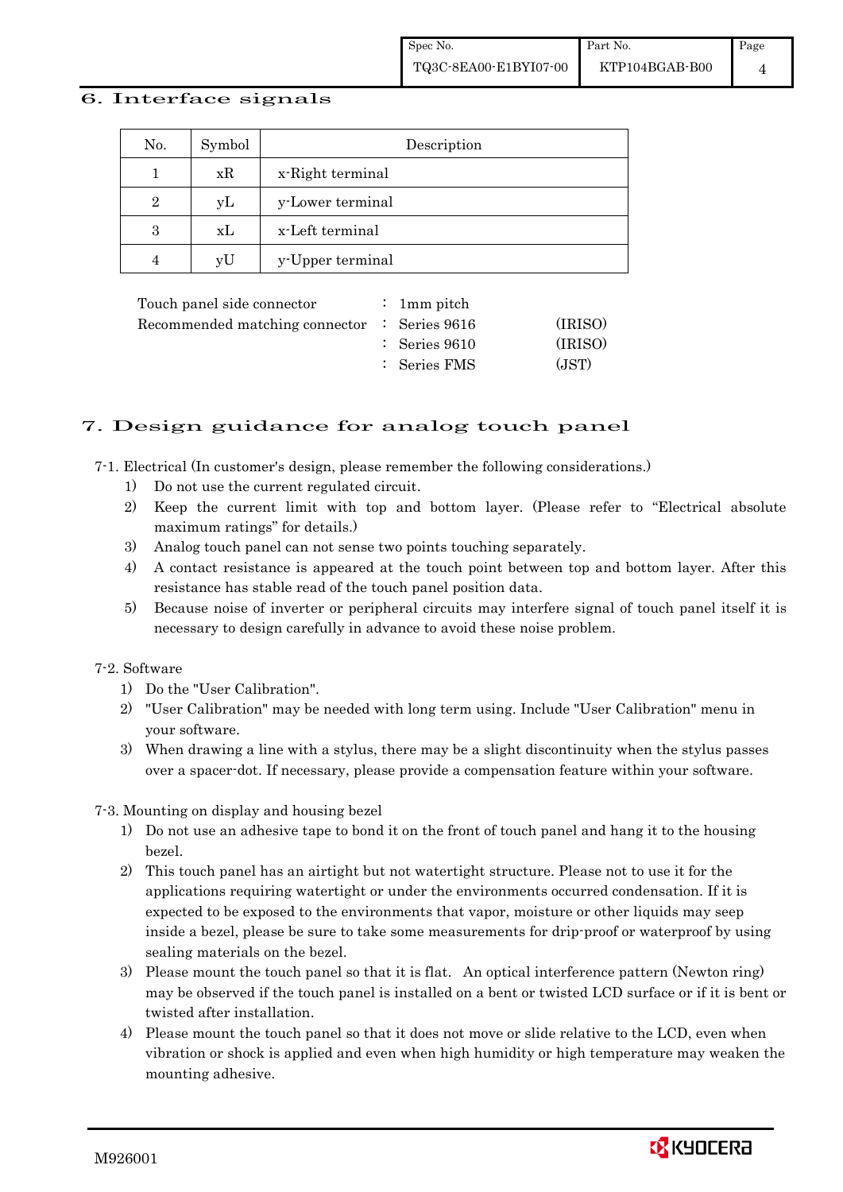## 6. Interface signals

| No. | Symbol | Description |
|---|---|---|
| 1 | xR | x-Right terminal |
| 2 | yL | y-Lower terminal |
| 3 | xL | x-Left terminal |
| 4 | yU | y-Upper terminal |

| | | | |
|---|---|---|---|
| Touch panel side connector | : | 1mm pitch | |
| Recommended matching connector | : | Series 9616 | (IRISO) |
| | : | Series 9610 | (IRISO) |
| | : | Series FMS | (JST) |

## 7. Design guidance for analog touch panel

7-1. Electrical (In customer's design, please remember the following considerations.)

1) Do not use the current regulated circuit.
2) Keep the current limit with top and bottom layer. (Please refer to "Electrical absolute maximum ratings" for details.)
3) Analog touch panel can not sense two points touching separately.
4) A contact resistance is appeared at the touch point between top and bottom layer. After this resistance has stable read of the touch panel position data.
5) Because noise of inverter or peripheral circuits may interfere signal of touch panel itself it is necessary to design carefully in advance to avoid these noise problem.

7-2. Software

1) Do the "User Calibration".
2) "User Calibration" may be needed with long term using. Include "User Calibration" menu in your software.
3) When drawing a line with a stylus, there may be a slight discontinuity when the stylus passes over a spacer-dot. If necessary, please provide a compensation feature within your software.

7-3. Mounting on display and housing bezel

1) Do not use an adhesive tape to bond it on the front of touch panel and hang it to the housing bezel.
2) This touch panel has an airtight but not watertight structure. Please not to use it for the applications requiring watertight or under the environments occurred condensation. If it is expected to be exposed to the environments that vapor, moisture or other liquids may seep inside a bezel, please be sure to take some measurements for drip-proof or waterproof by using sealing materials on the bezel.
3) Please mount the touch panel so that it is flat. An optical interference pattern (Newton ring) may be observed if the touch panel is installed on a bent or twisted LCD surface or if it is bent or twisted after installation.
4) Please mount the touch panel so that it does not move or slide relative to the LCD, even when vibration or shock is applied and even when high humidity or high temperature may weaken the mounting adhesive.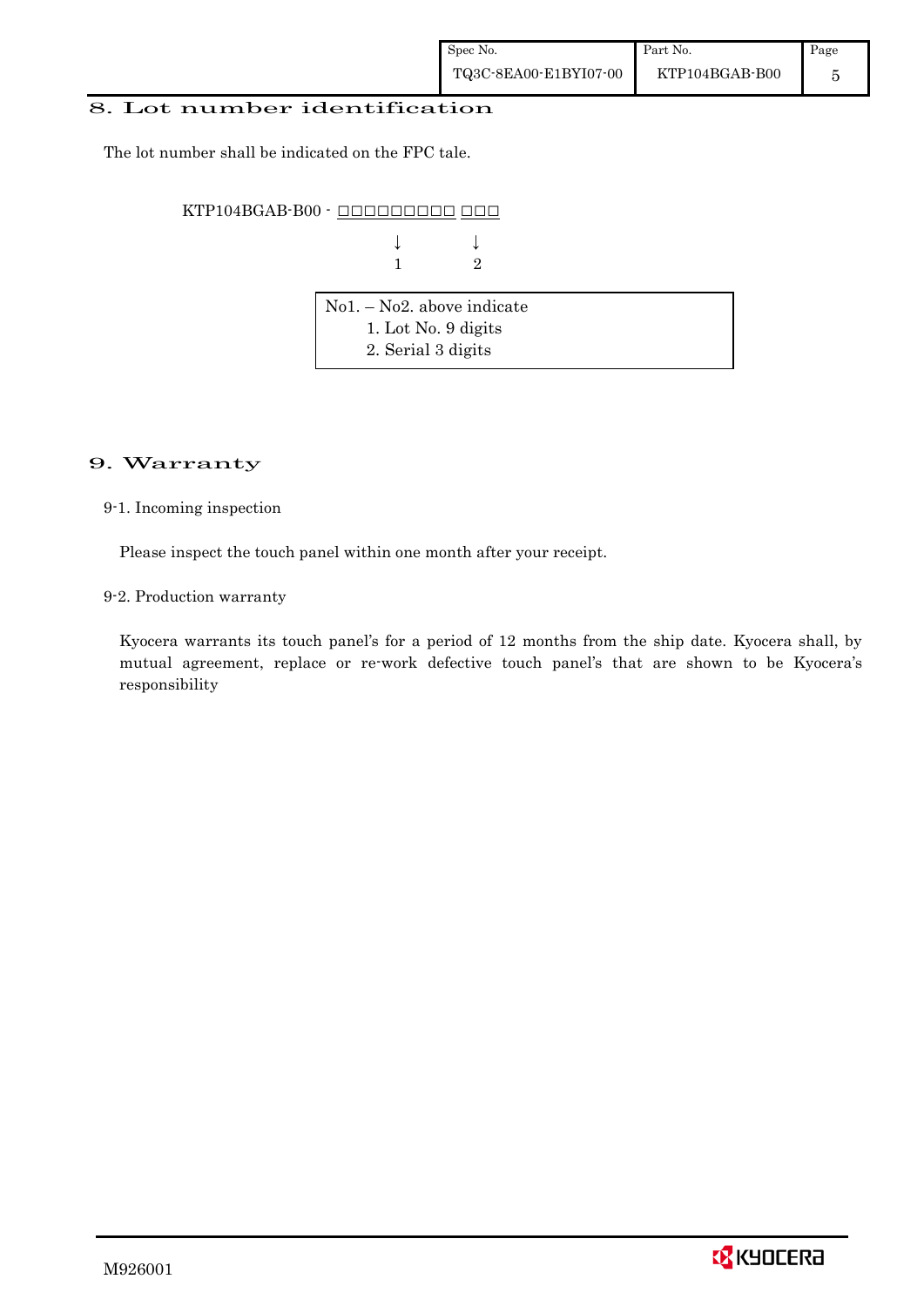## 8. Lot number identification

The lot number shall be indicated on the FPC tale.

```
KTP104BGAB-B00 - □□□□□□□□□ □□□
                     ↓       ↓
                     1       2
```

No1. – No2. above indicate

1. Lot No. 9 digits
2. Serial 3 digits

## 9. Warranty

### 9-1. Incoming inspection

Please inspect the touch panel within one month after your receipt.

### 9-2. Production warranty

Kyocera warrants its touch panel's for a period of 12 months from the ship date. Kyocera shall, by mutual agreement, replace or re-work defective touch panel's that are shown to be Kyocera's responsibility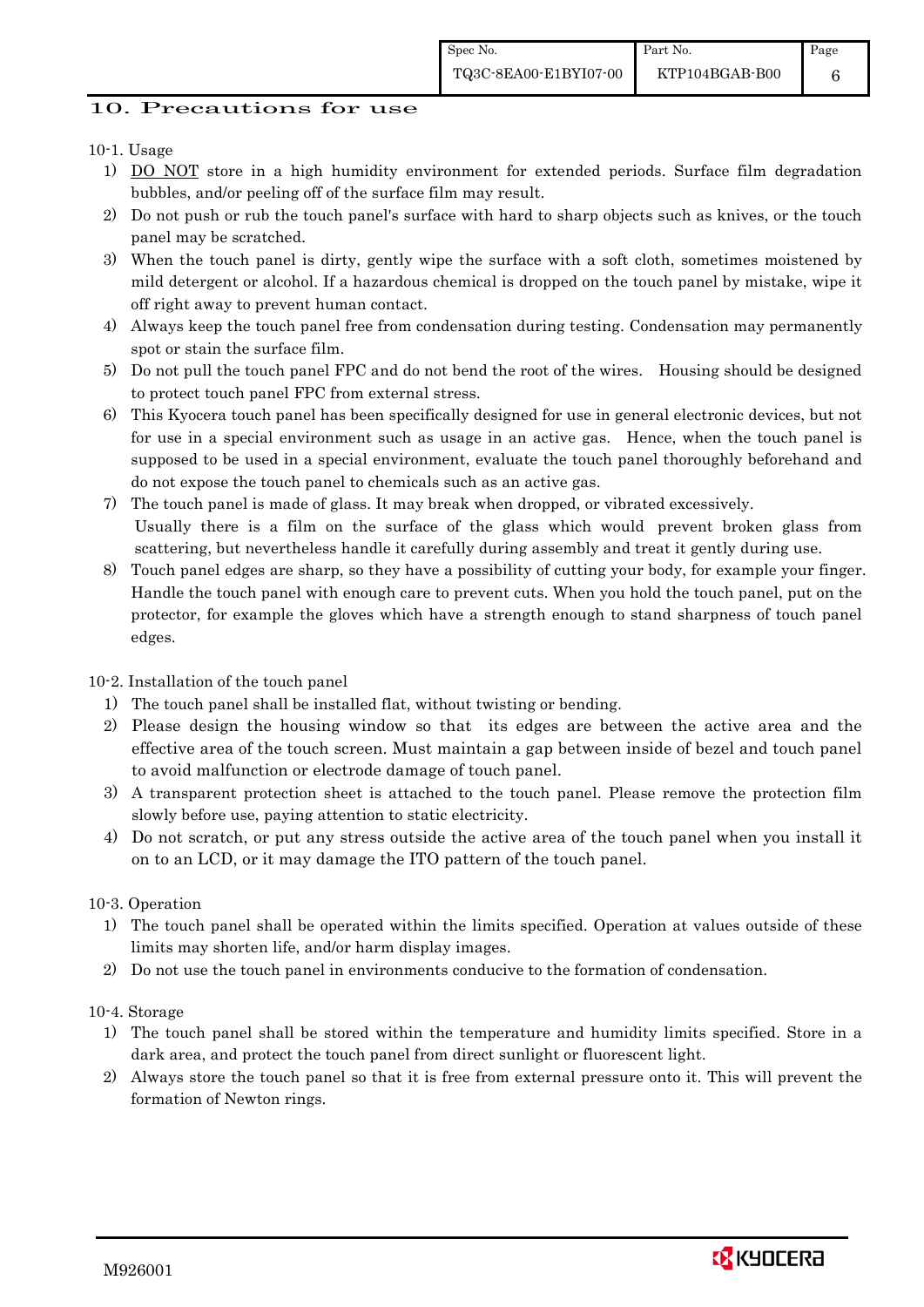## 10. Precautions for use

10-1. Usage

1) DO NOT store in a high humidity environment for extended periods. Surface film degradation bubbles, and/or peeling off of the surface film may result.
2) Do not push or rub the touch panel's surface with hard to sharp objects such as knives, or the touch panel may be scratched.
3) When the touch panel is dirty, gently wipe the surface with a soft cloth, sometimes moistened by mild detergent or alcohol. If a hazardous chemical is dropped on the touch panel by mistake, wipe it off right away to prevent human contact.
4) Always keep the touch panel free from condensation during testing. Condensation may permanently spot or stain the surface film.
5) Do not pull the touch panel FPC and do not bend the root of the wires. Housing should be designed to protect touch panel FPC from external stress.
6) This Kyocera touch panel has been specifically designed for use in general electronic devices, but not for use in a special environment such as usage in an active gas. Hence, when the touch panel is supposed to be used in a special environment, evaluate the touch panel thoroughly beforehand and do not expose the touch panel to chemicals such as an active gas.
7) The touch panel is made of glass. It may break when dropped, or vibrated excessively. Usually there is a film on the surface of the glass which would prevent broken glass from scattering, but nevertheless handle it carefully during assembly and treat it gently during use.
8) Touch panel edges are sharp, so they have a possibility of cutting your body, for example your finger. Handle the touch panel with enough care to prevent cuts. When you hold the touch panel, put on the protector, for example the gloves which have a strength enough to stand sharpness of touch panel edges.

10-2. Installation of the touch panel

1) The touch panel shall be installed flat, without twisting or bending.
2) Please design the housing window so that its edges are between the active area and the effective area of the touch screen. Must maintain a gap between inside of bezel and touch panel to avoid malfunction or electrode damage of touch panel.
3) A transparent protection sheet is attached to the touch panel. Please remove the protection film slowly before use, paying attention to static electricity.
4) Do not scratch, or put any stress outside the active area of the touch panel when you install it on to an LCD, or it may damage the ITO pattern of the touch panel.

10-3. Operation

1) The touch panel shall be operated within the limits specified. Operation at values outside of these limits may shorten life, and/or harm display images.
2) Do not use the touch panel in environments conducive to the formation of condensation.

10-4. Storage

1) The touch panel shall be stored within the temperature and humidity limits specified. Store in a dark area, and protect the touch panel from direct sunlight or fluorescent light.
2) Always store the touch panel so that it is free from external pressure onto it. This will prevent the formation of Newton rings.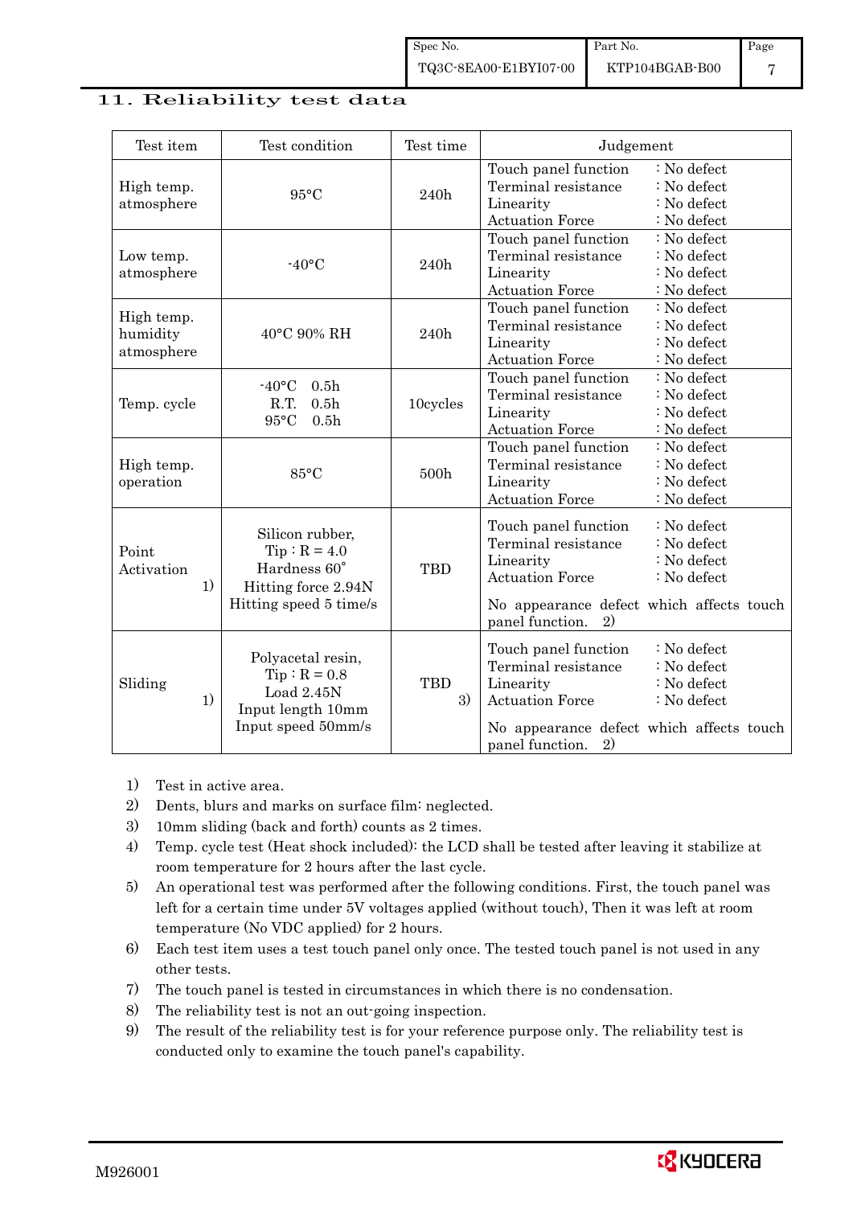## 11. Reliability test data

| Test item | Test condition | Test time | Judgement |
|---|---|---|---|
| High temp. atmosphere | 95°C | 240h | Touch panel function : No defect<br>Terminal resistance : No defect<br>Linearity : No defect<br>Actuation Force : No defect |
| Low temp. atmosphere | -40°C | 240h | Touch panel function : No defect<br>Terminal resistance : No defect<br>Linearity : No defect<br>Actuation Force : No defect |
| High temp. humidity atmosphere | 40°C 90% RH | 240h | Touch panel function : No defect<br>Terminal resistance : No defect<br>Linearity : No defect<br>Actuation Force : No defect |
| Temp. cycle | -40°C 0.5h<br>R.T. 0.5h<br>95°C 0.5h | 10cycles | Touch panel function : No defect<br>Terminal resistance : No defect<br>Linearity : No defect<br>Actuation Force : No defect |
| High temp. operation | 85°C | 500h | Touch panel function : No defect<br>Terminal resistance : No defect<br>Linearity : No defect<br>Actuation Force : No defect |
| Point Activation 1) | Silicon rubber,<br>Tip : R = 4.0<br>Hardness 60°<br>Hitting force 2.94N<br>Hitting speed 5 time/s | TBD | Touch panel function : No defect<br>Terminal resistance : No defect<br>Linearity : No defect<br>Actuation Force : No defect<br>No appearance defect which affects touch panel function. 2) |
| Sliding 1) | Polyacetal resin,<br>Tip : R = 0.8<br>Load 2.45N<br>Input length 10mm<br>Input speed 50mm/s | TBD 3) | Touch panel function : No defect<br>Terminal resistance : No defect<br>Linearity : No defect<br>Actuation Force : No defect<br>No appearance defect which affects touch panel function. 2) |

1) Test in active area.
2) Dents, blurs and marks on surface film: neglected.
3) 10mm sliding (back and forth) counts as 2 times.
4) Temp. cycle test (Heat shock included): the LCD shall be tested after leaving it stabilize at room temperature for 2 hours after the last cycle.
5) An operational test was performed after the following conditions. First, the touch panel was left for a certain time under 5V voltages applied (without touch), Then it was left at room temperature (No VDC applied) for 2 hours.
6) Each test item uses a test touch panel only once. The tested touch panel is not used in any other tests.
7) The touch panel is tested in circumstances in which there is no condensation.
8) The reliability test is not an out-going inspection.
9) The result of the reliability test is for your reference purpose only. The reliability test is conducted only to examine the touch panel's capability.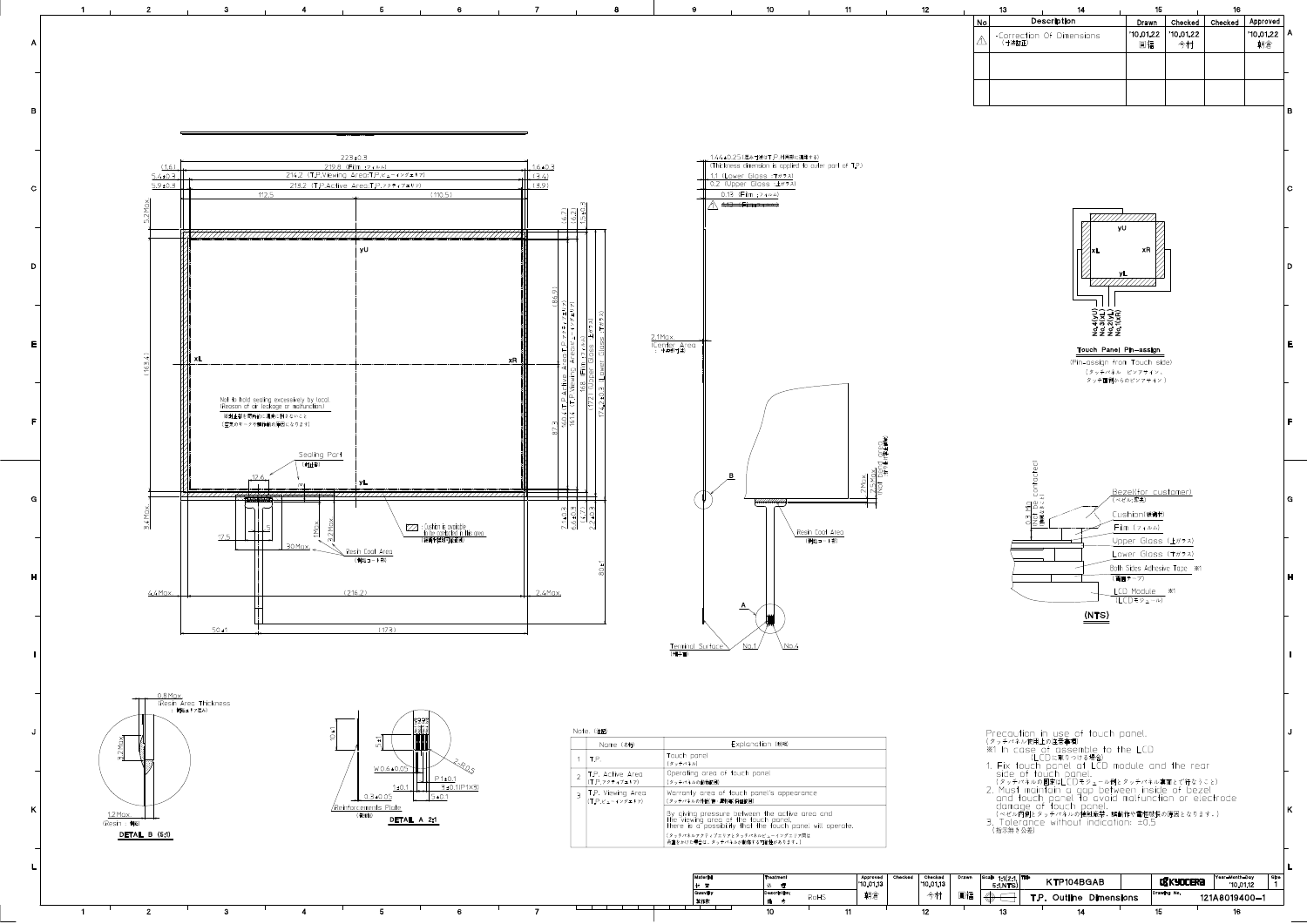| No | Description | Drawn | Checked | Checked | Approved |
|---|---|---|---|---|---|
| ⚠ | -Correction Of Dimensions (寸法訂正) | '10,01,22 岡福 | '10,01,22 今村 | | '10,01,22 料谷 |
| | | | | | |
| | | | | | |

Not to hold sealing excessively by local. (Reason of air leakage or malfunction.)
※封止部を部分的に過度に押さないこと
(空気のリークや誤動作の原因になります)

Sealing Part (封止部)

Cushion is available to be contacted in this area (緩衝材接触可能範囲)

Resin Coat Area (樹脂コート部)

1.44±0.25 (厚み寸法はT.P.外周部に適用する)
(Thickness dimension is applied to outer part of T.P.)
1.1 (Lower Glass (下ガラス))
0.2 (Upper Glass (上ガラス))
0.13 (Film (フィルム))

2.1Max. (Contact Area : 接触部)

Terminal Surface (端子面)

Touch Panel Pin-assign
(Pin-assign from Touch side)
(タッチパネル ピンアサイン、タッチ面側からのピンアサイン)

No.4(yU) No.3(xL) No.2(yL) No.1(xR)

Bezel(for customer) (ベゼル(客先))
Cushion(緩衝材)
Film (フィルム)
Upper Glass (上ガラス)
Lower Glass (下ガラス)
Both Sides Adhesive Tape ※1 (両面テープ)
LCD Module ※1 (LCDモジュール)
(NTS)

0.8Max. (Resin Area Thickness) (樹脂エリア厚み)
1.2Max. (Resin : 樹脂)
DETAIL B (5:1)

Reinforcements Plate (補強板)
DETAIL A 2:1

Note. (注記)

| | Name (名称) | Explanation (説明) |
|---|---|---|
| 1 | T.P. | Touch panel (タッチパネル) |
| 2 | T.P. Active Area (T.P.アクティブエリア) | Operating area of touch panel (タッチパネルの動作範囲) |
| 3 | T.P. Viewing Area (T.P.ビューイングエリア) | Warranty area of touch panel's appearance (タッチパネルの外観保証範囲) By giving pressure between the active area and the viewing area of the touch panel, there is a possibility that the touch panel will operate. (タッチパネルアクティブエリアとタッチパネルビューイングエリア間は荷重をかけた場合は、タッチパネルが動作する可能性があります。) |

Precaution in use of touch panel.
(タッチパネル使用上の注意事項)
※1 In case of assemble to the LCD
(LCDに取りつける場合)
1. Fix touch panel at LCD module and the rear side of touch panel.
(タッチパネルの固定はLCDモジュール側とタッチパネル裏面とで行なうこと)
2. Must maintain a gap between inside of bezel and touch panel to avoid malfunction or electrode damage of touch panel.
(ベゼル内側とタッチパネルの隙間確保。誤動作や電極破損の原因となります。)
3. Tolerance without indication: ±0.5
(指示無き公差)

| Material | Treatment | Approved | Checked | Checked | Drawn | Scale | Title | | Year-Month-Day | Size |
|---|---|---|---|---|---|---|---|---|---|---|
| 材質 — | 処理 — | '10,01,13 料谷 | | '10,01,13 今村 | 岡福 | 1:1(2:1) 5:1(NTS) | KTP104BGAB | KYOCERA | '10,01,12 | 1 |
| Quantity 員数 | Description 備考 RoHS | | | | | | T.P. Outline Dimensions | Drawing No. | 121A8019400-1 | |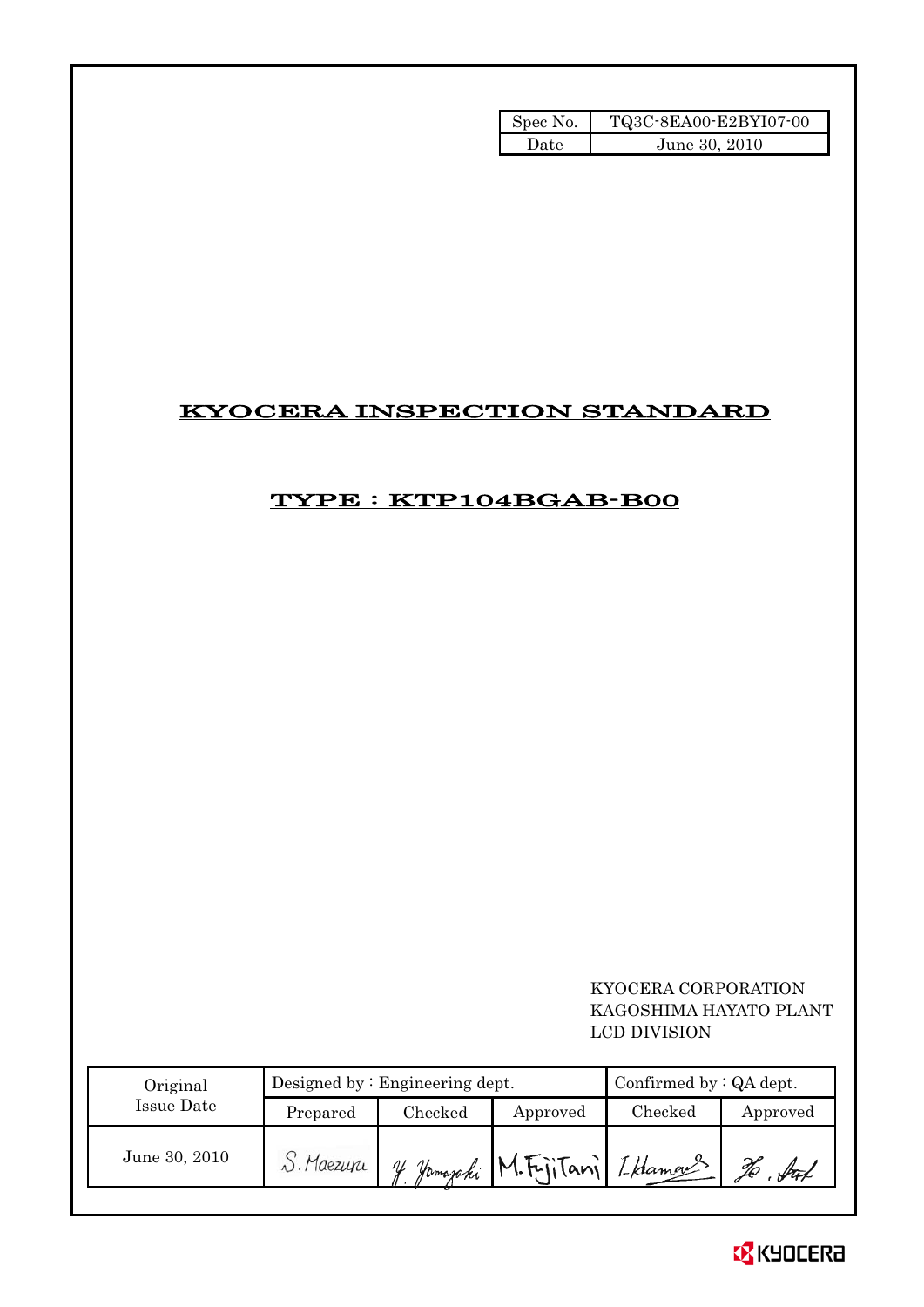| Spec No. | TQ3C-8EA00-E2BYI07-00 |
| --- | --- |
| Date | June 30, 2010 |

# KYOCERA INSPECTION STANDARD

## TYPE : KTP104BGAB-B00

KYOCERA CORPORATION
KAGOSHIMA HAYATO PLANT
LCD DIVISION

| Original Issue Date | Designed by : Engineering dept. | | | Confirmed by : QA dept. | |
| --- | --- | --- | --- | --- | --- |
| | Prepared | Checked | Approved | Checked | Approved |
| June 30, 2010 | S. Maezuru | Y. Yamazaki | M. FujiTani | I. Hamano | H. Sato |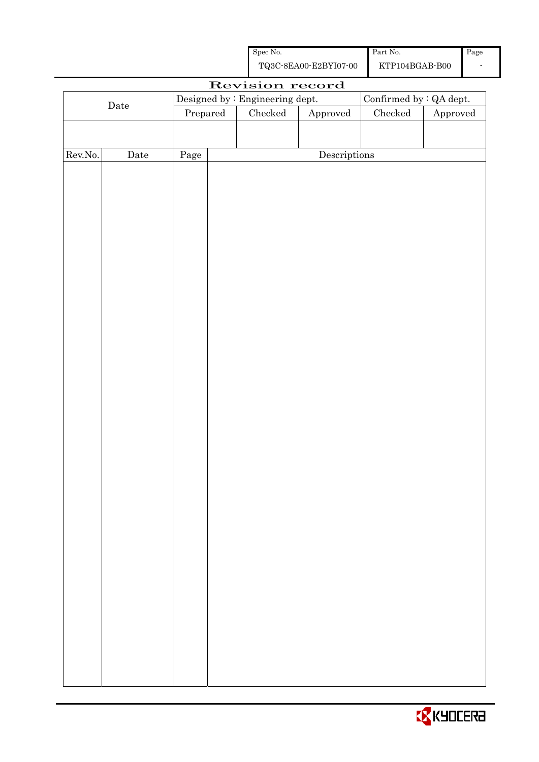| Spec No. | Part No. | Page |
| --- | --- | --- |
| TQ3C-8EA00-E2BYI07-00 | KTP104BGAB-B00 | - |

# Revision record

| Date | Designed by : Engineering dept. | | | Confirmed by : QA dept. | |
| --- | --- | --- | --- | --- | --- |
| | Prepared | Checked | Approved | Checked | Approved |
| | | | | | |

| Rev.No. | Date | Page | Descriptions |
| --- | --- | --- | --- |
| | | | |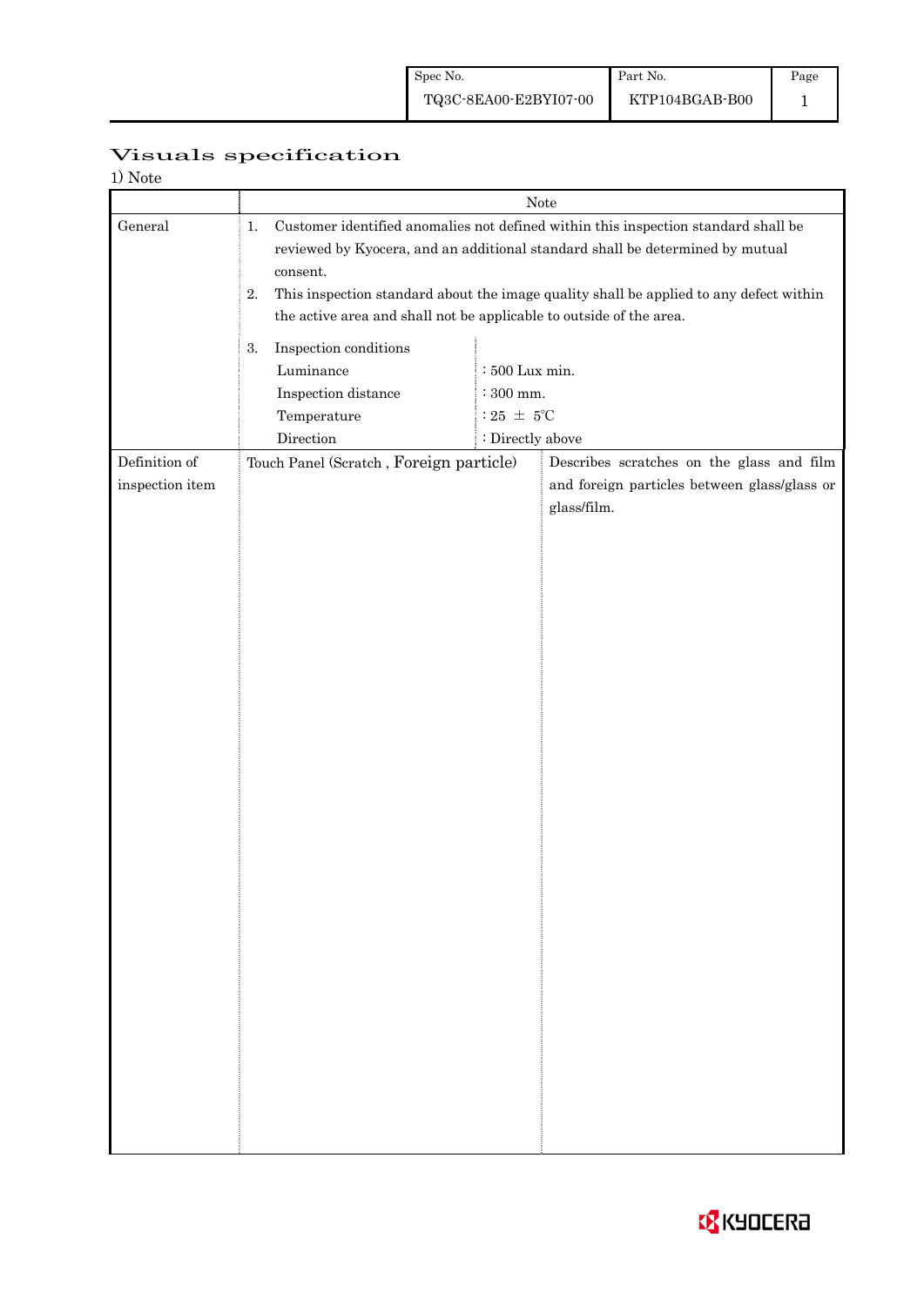# Visuals specification

1) Note

| | Note | |
|---|---|---|
| General | 1. Customer identified anomalies not defined within this inspection standard shall be reviewed by Kyocera, and an additional standard shall be determined by mutual consent.<br>2. This inspection standard about the image quality shall be applied to any defect within the active area and shall not be applicable to outside of the area.<br>3. Inspection conditions<br>Luminance : 500 Lux min.<br>Inspection distance : 300 mm.<br>Temperature : 25 ± 5℃<br>Direction : Directly above | |
| Definition of inspection item | Touch Panel (Scratch , Foreign particle) | Describes scratches on the glass and film and foreign particles between glass/glass or glass/film. |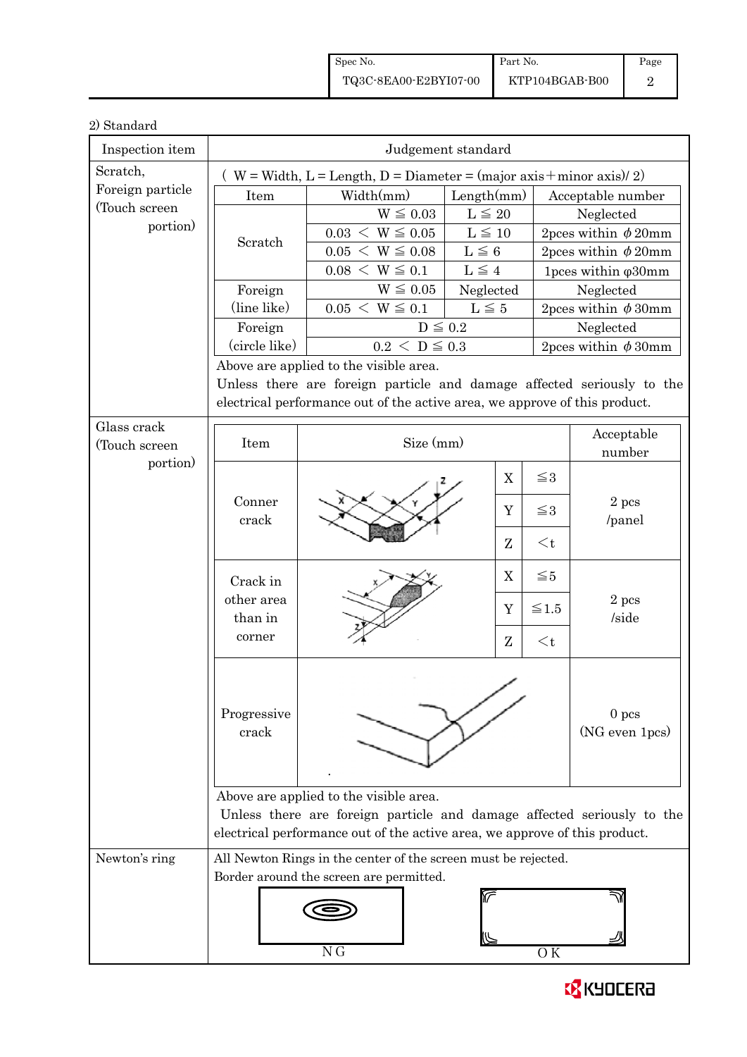2) Standard

| Inspection item | Judgement standard | | | |
|---|---|---|---|---|
| Scratch, Foreign particle (Touch screen portion) | ( W = Width, L = Length, D = Diameter = (major axis + minor axis)/ 2) | | | |
| | Item | Width(mm) | Length(mm) | Acceptable number |
| | Scratch | W ≦ 0.03 | L ≦ 20 | Neglected |
| | | 0.03 < W ≦ 0.05 | L ≦ 10 | 2pces within φ20mm |
| | | 0.05 < W ≦ 0.08 | L ≦ 6 | 2pces within φ20mm |
| | | 0.08 < W ≦ 0.1 | L ≦ 4 | 1pces within φ30mm |
| | Foreign (line like) | W ≦ 0.05 | Neglected | Neglected |
| | | 0.05 < W ≦ 0.1 | L ≦ 5 | 2pces within φ30mm |
| | Foreign (circle like) | D ≦ 0.2 | | Neglected |
| | | 0.2 < D ≦ 0.3 | | 2pces within φ30mm |
| | Above are applied to the visible area. Unless there are foreign particle and damage affected seriously to the electrical performance out of the active area, we approve of this product. | | | |

| Inspection item | Item | Size (mm) | | Acceptable number |
|---|---|---|---|---|
| Glass crack (Touch screen portion) | Conner crack | X | ≦3 | 2 pcs /panel |
| | | Y | ≦3 | |
| | | Z | <t | |
| | Crack in other area than in corner | X | ≦5 | 2 pcs /side |
| | | Y | ≦1.5 | |
| | | Z | <t | |
| | Progressive crack | | | 0 pcs (NG even 1pcs) |
| | Above are applied to the visible area. Unless there are foreign particle and damage affected seriously to the electrical performance out of the active area, we approve of this product. | | | |
| Newton's ring | All Newton Rings in the center of the screen must be rejected. Border around the screen are permitted. | | | |

NG

OK